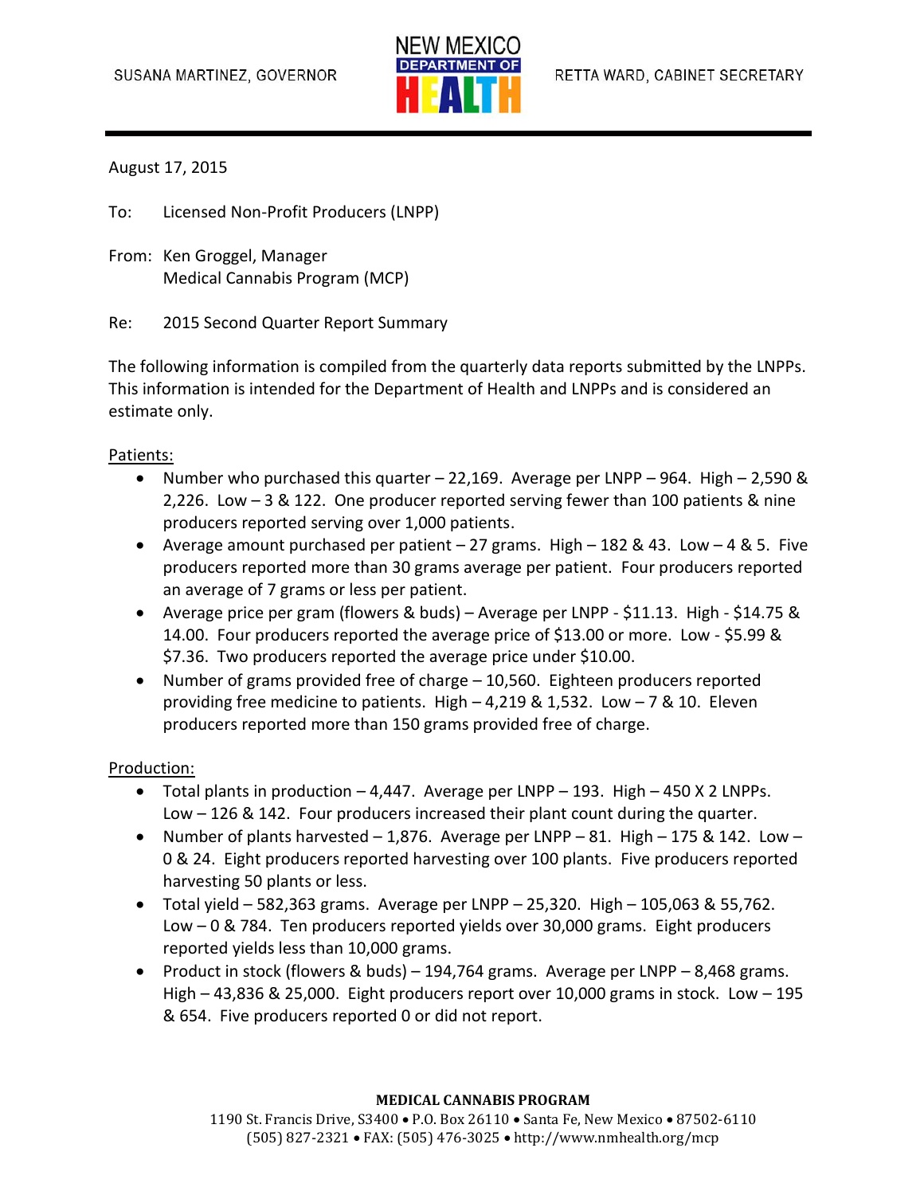SUSANA MARTINEZ, GOVERNOR

NEW MEXICO DEPARTMENT OF HEALTH

RETTA WARD, CABINET SECRETARY

August 17, 2015

To: Licensed Non-Profit Producers (LNPP)

From: Ken Groggel, Manager
Medical Cannabis Program (MCP)

Re: 2015 Second Quarter Report Summary

The following information is compiled from the quarterly data reports submitted by the LNPPs. This information is intended for the Department of Health and LNPPs and is considered an estimate only.

Patients:

- Number who purchased this quarter – 22,169. Average per LNPP – 964. High – 2,590 & 2,226. Low – 3 & 122. One producer reported serving fewer than 100 patients & nine producers reported serving over 1,000 patients.
- Average amount purchased per patient – 27 grams. High – 182 & 43. Low – 4 & 5. Five producers reported more than 30 grams average per patient. Four producers reported an average of 7 grams or less per patient.
- Average price per gram (flowers & buds) – Average per LNPP - $11.13. High - $14.75 & 14.00. Four producers reported the average price of $13.00 or more. Low - $5.99 & $7.36. Two producers reported the average price under $10.00.
- Number of grams provided free of charge – 10,560. Eighteen producers reported providing free medicine to patients. High – 4,219 & 1,532. Low – 7 & 10. Eleven producers reported more than 150 grams provided free of charge.

Production:

- Total plants in production – 4,447. Average per LNPP – 193. High – 450 X 2 LNPPs. Low – 126 & 142. Four producers increased their plant count during the quarter.
- Number of plants harvested – 1,876. Average per LNPP – 81. High – 175 & 142. Low – 0 & 24. Eight producers reported harvesting over 100 plants. Five producers reported harvesting 50 plants or less.
- Total yield – 582,363 grams. Average per LNPP – 25,320. High – 105,063 & 55,762. Low – 0 & 784. Ten producers reported yields over 30,000 grams. Eight producers reported yields less than 10,000 grams.
- Product in stock (flowers & buds) – 194,764 grams. Average per LNPP – 8,468 grams. High – 43,836 & 25,000. Eight producers report over 10,000 grams in stock. Low – 195 & 654. Five producers reported 0 or did not report.

**MEDICAL CANNABIS PROGRAM**
1190 St. Francis Drive, S3400 • P.O. Box 26110 • Santa Fe, New Mexico • 87502-6110
(505) 827-2321 • FAX: (505) 476-3025 • http://www.nmhealth.org/mcp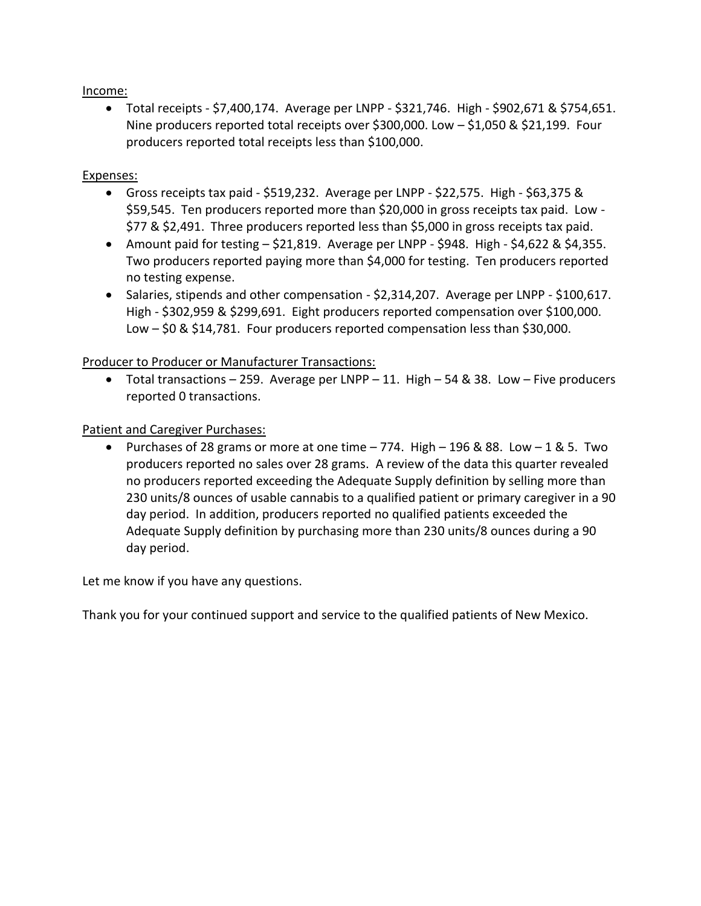Income:

- Total receipts - $7,400,174. Average per LNPP - $321,746. High - $902,671 & $754,651. Nine producers reported total receipts over $300,000. Low – $1,050 & $21,199. Four producers reported total receipts less than $100,000.

Expenses:

- Gross receipts tax paid - $519,232. Average per LNPP - $22,575. High - $63,375 & $59,545. Ten producers reported more than $20,000 in gross receipts tax paid. Low - $77 & $2,491. Three producers reported less than $5,000 in gross receipts tax paid.
- Amount paid for testing – $21,819. Average per LNPP - $948. High - $4,622 & $4,355. Two producers reported paying more than $4,000 for testing. Ten producers reported no testing expense.
- Salaries, stipends and other compensation - $2,314,207. Average per LNPP - $100,617. High - $302,959 & $299,691. Eight producers reported compensation over $100,000. Low – $0 & $14,781. Four producers reported compensation less than $30,000.

Producer to Producer or Manufacturer Transactions:

- Total transactions – 259. Average per LNPP – 11. High – 54 & 38. Low – Five producers reported 0 transactions.

Patient and Caregiver Purchases:

- Purchases of 28 grams or more at one time – 774. High – 196 & 88. Low – 1 & 5. Two producers reported no sales over 28 grams. A review of the data this quarter revealed no producers reported exceeding the Adequate Supply definition by selling more than 230 units/8 ounces of usable cannabis to a qualified patient or primary caregiver in a 90 day period. In addition, producers reported no qualified patients exceeded the Adequate Supply definition by purchasing more than 230 units/8 ounces during a 90 day period.

Let me know if you have any questions.

Thank you for your continued support and service to the qualified patients of New Mexico.